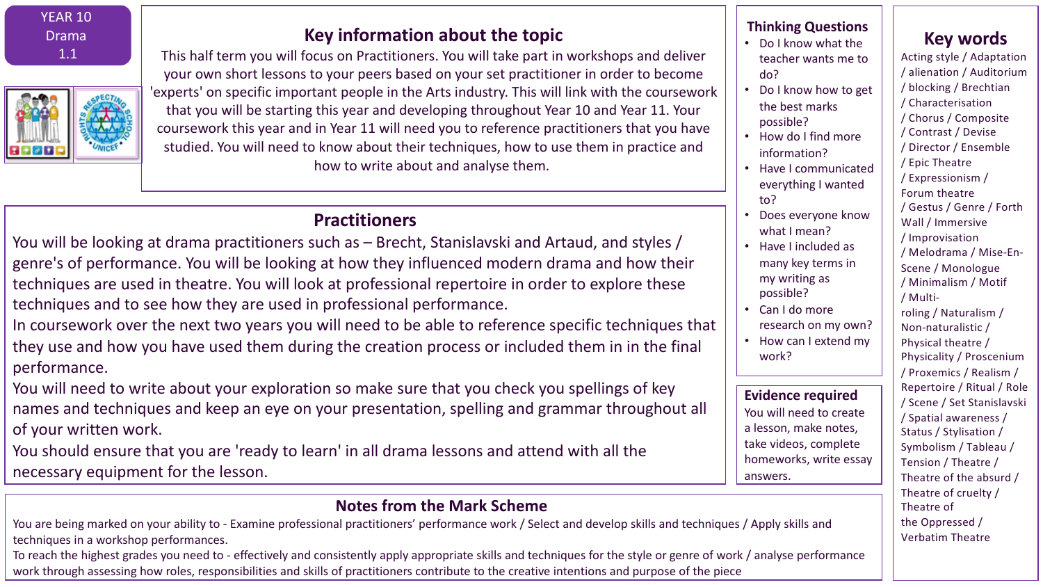YEAR 10
Drama
1.1

## Key information about the topic

This half term you will focus on Practitioners. You will take part in workshops and deliver your own short lessons to your peers based on your set practitioner in order to become 'experts' on specific important people in the Arts industry. This will link with the coursework that you will be starting this year and developing throughout Year 10 and Year 11. Your coursework this year and in Year 11 will need you to reference practitioners that you have studied. You will need to know about their techniques, how to use them in practice and how to write about and analyse them.

## Practitioners

You will be looking at drama practitioners such as – Brecht, Stanislavski and Artaud, and styles / genre's of performance. You will be looking at how they influenced modern drama and how their techniques are used in theatre. You will look at professional repertoire in order to explore these techniques and to see how they are used in professional performance.

In coursework over the next two years you will need to be able to reference specific techniques that they use and how you have used them during the creation process or included them in in the final performance.

You will need to write about your exploration so make sure that you check you spellings of key names and techniques and keep an eye on your presentation, spelling and grammar throughout all of your written work.

You should ensure that you are 'ready to learn' in all drama lessons and attend with all the necessary equipment for the lesson.

## Thinking Questions

- Do I know what the teacher wants me to do?
- Do I know how to get the best marks possible?
- How do I find more information?
- Have I communicated everything I wanted to?
- Does everyone know what I mean?
- Have I included as many key terms in my writing as possible?
- Can I do more research on my own?
- How can I extend my work?

## Evidence required

You will need to create a lesson, make notes, take videos, complete homeworks, write essay answers.

## Key words

Acting style / Adaptation / alienation / Auditorium / blocking / Brechtian / Characterisation / Chorus / Composite / Contrast / Devise / Director / Ensemble / Epic Theatre / Expressionism / Forum theatre / Gestus / Genre / Forth Wall / Immersive / Improvisation / Melodrama / Mise-En-Scene / Monologue / Minimalism / Motif / Multi-roling / Naturalism / Non-naturalistic / Physical theatre / Physicality / Proscenium / Proxemics / Realism / Repertoire / Ritual / Role / Scene / Set Stanislavski / Spatial awareness / Status / Stylisation / Symbolism / Tableau / Tension / Theatre / Theatre of the absurd / Theatre of cruelty / Theatre of the Oppressed / Verbatim Theatre

## Notes from the Mark Scheme

You are being marked on your ability to - Examine professional practitioners' performance work / Select and develop skills and techniques / Apply skills and techniques in a workshop performances.

To reach the highest grades you need to - effectively and consistently apply appropriate skills and techniques for the style or genre of work / analyse performance work through assessing how roles, responsibilities and skills of practitioners contribute to the creative intentions and purpose of the piece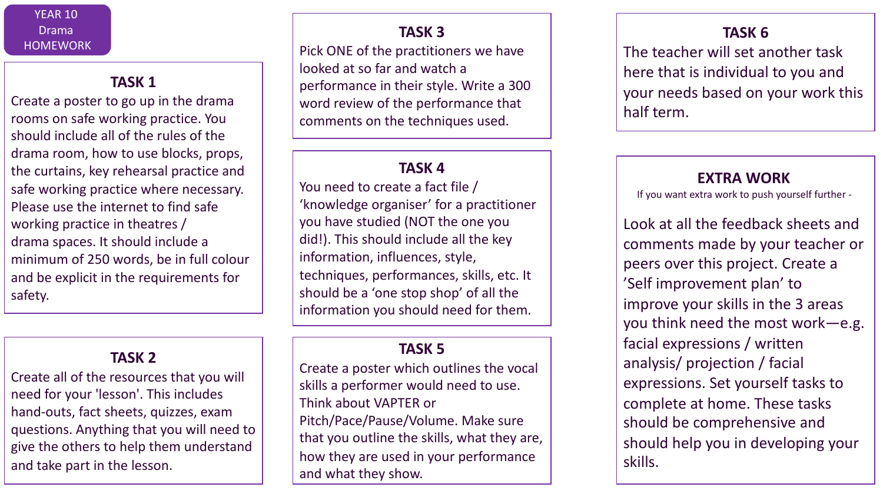YEAR 10
Drama
HOMEWORK

## TASK 1

Create a poster to go up in the drama rooms on safe working practice. You should include all of the rules of the drama room, how to use blocks, props, the curtains, key rehearsal practice and safe working practice where necessary. Please use the internet to find safe working practice in theatres / drama spaces. It should include a minimum of 250 words, be in full colour and be explicit in the requirements for safety.

## TASK 2

Create all of the resources that you will need for your 'lesson'. This includes hand-outs, fact sheets, quizzes, exam questions. Anything that you will need to give the others to help them understand and take part in the lesson.

## TASK 3

Pick ONE of the practitioners we have looked at so far and watch a performance in their style. Write a 300 word review of the performance that comments on the techniques used.

## TASK 4

You need to create a fact file / 'knowledge organiser' for a practitioner you have studied (NOT the one you did!). This should include all the key information, influences, style, techniques, performances, skills, etc. It should be a 'one stop shop' of all the information you should need for them.

## TASK 5

Create a poster which outlines the vocal skills a performer would need to use. Think about VAPTER or Pitch/Pace/Pause/Volume. Make sure that you outline the skills, what they are, how they are used in your performance and what they show.

## TASK 6

The teacher will set another task here that is individual to you and your needs based on your work this half term.

## EXTRA WORK

If you want extra work to push yourself further -

Look at all the feedback sheets and comments made by your teacher or peers over this project. Create a 'Self improvement plan' to improve your skills in the 3 areas you think need the most work—e.g. facial expressions / written analysis/ projection / facial expressions. Set yourself tasks to complete at home. These tasks should be comprehensive and should help you in developing your skills.